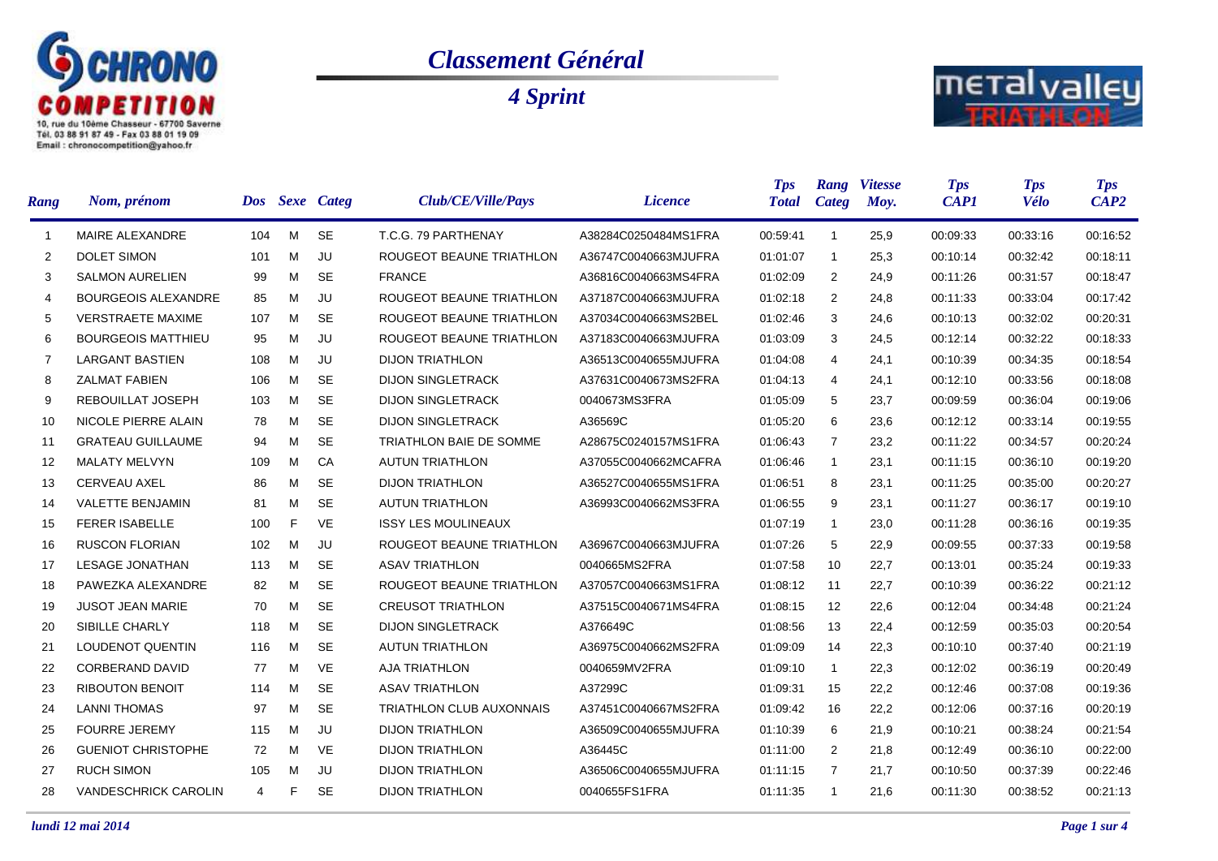# Classement Général

## 4 Sprint

| Rang | Nom, prénom | Dos | Sexe | Categ | Club/CE/Ville/Pays | Licence | Tps Total | Rang Categ | Vitesse Moy. | Tps CAP1 | Tps Vélo | Tps CAP2 |
|---|---|---|---|---|---|---|---|---|---|---|---|---|
| 1 | MAIRE ALEXANDRE | 104 | M | SE | T.C.G. 79 PARTHENAY | A38284C0250484MS1FRA | 00:59:41 | 1 | 25,9 | 00:09:33 | 00:33:16 | 00:16:52 |
| 2 | DOLET SIMON | 101 | M | JU | ROUGEOT BEAUNE TRIATHLON | A36747C0040663MJUFRA | 01:01:07 | 1 | 25,3 | 00:10:14 | 00:32:42 | 00:18:11 |
| 3 | SALMON AURELIEN | 99 | M | SE | FRANCE | A36816C0040663MS4FRA | 01:02:09 | 2 | 24,9 | 00:11:26 | 00:31:57 | 00:18:47 |
| 4 | BOURGEOIS ALEXANDRE | 85 | M | JU | ROUGEOT BEAUNE TRIATHLON | A37187C0040663MJUFRA | 01:02:18 | 2 | 24,8 | 00:11:33 | 00:33:04 | 00:17:42 |
| 5 | VERSTRAETE MAXIME | 107 | M | SE | ROUGEOT BEAUNE TRIATHLON | A37034C0040663MS2BEL | 01:02:46 | 3 | 24,6 | 00:10:13 | 00:32:02 | 00:20:31 |
| 6 | BOURGEOIS MATTHIEU | 95 | M | JU | ROUGEOT BEAUNE TRIATHLON | A37183C0040663MJUFRA | 01:03:09 | 3 | 24,5 | 00:12:14 | 00:32:22 | 00:18:33 |
| 7 | LARGANT BASTIEN | 108 | M | JU | DIJON TRIATHLON | A36513C0040655MJUFRA | 01:04:08 | 4 | 24,1 | 00:10:39 | 00:34:35 | 00:18:54 |
| 8 | ZALMAT FABIEN | 106 | M | SE | DIJON SINGLETRACK | A37631C0040673MS2FRA | 01:04:13 | 4 | 24,1 | 00:12:10 | 00:33:56 | 00:18:08 |
| 9 | REBOUILLAT JOSEPH | 103 | M | SE | DIJON SINGLETRACK | 0040673MS3FRA | 01:05:09 | 5 | 23,7 | 00:09:59 | 00:36:04 | 00:19:06 |
| 10 | NICOLE PIERRE ALAIN | 78 | M | SE | DIJON SINGLETRACK | A36569C | 01:05:20 | 6 | 23,6 | 00:12:12 | 00:33:14 | 00:19:55 |
| 11 | GRATEAU GUILLAUME | 94 | M | SE | TRIATHLON BAIE DE SOMME | A28675C0240157MS1FRA | 01:06:43 | 7 | 23,2 | 00:11:22 | 00:34:57 | 00:20:24 |
| 12 | MALATY MELVYN | 109 | M | CA | AUTUN TRIATHLON | A37055C0040662MCAFRA | 01:06:46 | 1 | 23,1 | 00:11:15 | 00:36:10 | 00:19:20 |
| 13 | CERVEAU AXEL | 86 | M | SE | DIJON TRIATHLON | A36527C0040655MS1FRA | 01:06:51 | 8 | 23,1 | 00:11:25 | 00:35:00 | 00:20:27 |
| 14 | VALETTE BENJAMIN | 81 | M | SE | AUTUN TRIATHLON | A36993C0040662MS3FRA | 01:06:55 | 9 | 23,1 | 00:11:27 | 00:36:17 | 00:19:10 |
| 15 | FERER ISABELLE | 100 | F | VE | ISSY LES MOULINEAUX | | 01:07:19 | 1 | 23,0 | 00:11:28 | 00:36:16 | 00:19:35 |
| 16 | RUSCON FLORIAN | 102 | M | JU | ROUGEOT BEAUNE TRIATHLON | A36967C0040663MJUFRA | 01:07:26 | 5 | 22,9 | 00:09:55 | 00:37:33 | 00:19:58 |
| 17 | LESAGE JONATHAN | 113 | M | SE | ASAV TRIATHLON | 0040665MS2FRA | 01:07:58 | 10 | 22,7 | 00:13:01 | 00:35:24 | 00:19:33 |
| 18 | PAWEZKA ALEXANDRE | 82 | M | SE | ROUGEOT BEAUNE TRIATHLON | A37057C0040663MS1FRA | 01:08:12 | 11 | 22,7 | 00:10:39 | 00:36:22 | 00:21:12 |
| 19 | JUSOT JEAN MARIE | 70 | M | SE | CREUSOT TRIATHLON | A37515C0040671MS4FRA | 01:08:15 | 12 | 22,6 | 00:12:04 | 00:34:48 | 00:21:24 |
| 20 | SIBILLE CHARLY | 118 | M | SE | DIJON SINGLETRACK | A376649C | 01:08:56 | 13 | 22,4 | 00:12:59 | 00:35:03 | 00:20:54 |
| 21 | LOUDENOT QUENTIN | 116 | M | SE | AUTUN TRIATHLON | A36975C0040662MS2FRA | 01:09:09 | 14 | 22,3 | 00:10:10 | 00:37:40 | 00:21:19 |
| 22 | CORBERAND DAVID | 77 | M | VE | AJA TRIATHLON | 0040659MV2FRA | 01:09:10 | 1 | 22,3 | 00:12:02 | 00:36:19 | 00:20:49 |
| 23 | RIBOUTON BENOIT | 114 | M | SE | ASAV TRIATHLON | A37299C | 01:09:31 | 15 | 22,2 | 00:12:46 | 00:37:08 | 00:19:36 |
| 24 | LANNI THOMAS | 97 | M | SE | TRIATHLON CLUB AUXONNAIS | A37451C0040667MS2FRA | 01:09:42 | 16 | 22,2 | 00:12:06 | 00:37:16 | 00:20:19 |
| 25 | FOURRE JEREMY | 115 | M | JU | DIJON TRIATHLON | A36509C0040655MJUFRA | 01:10:39 | 6 | 21,9 | 00:10:21 | 00:38:24 | 00:21:54 |
| 26 | GUENIOT CHRISTOPHE | 72 | M | VE | DIJON TRIATHLON | A36445C | 01:11:00 | 2 | 21,8 | 00:12:49 | 00:36:10 | 00:22:00 |
| 27 | RUCH SIMON | 105 | M | JU | DIJON TRIATHLON | A36506C0040655MJUFRA | 01:11:15 | 7 | 21,7 | 00:10:50 | 00:37:39 | 00:22:46 |
| 28 | VANDESCHRICK CAROLIN | 4 | F | SE | DIJON TRIATHLON | 0040655FS1FRA | 01:11:35 | 1 | 21,6 | 00:11:30 | 00:38:52 | 00:21:13 |

*lundi 12 mai 2014*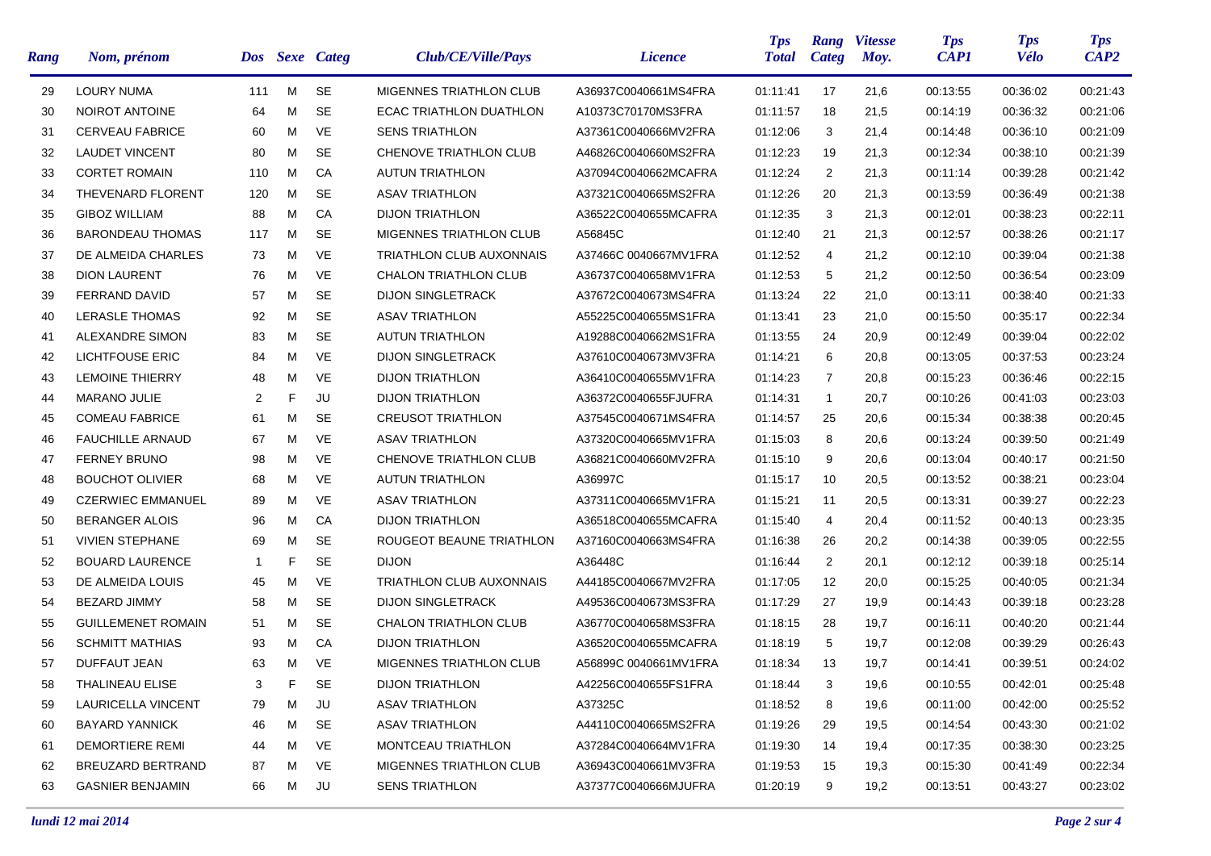| Rang | Nom, prénom | Dos | Sexe | Categ | Club/CE/Ville/Pays | Licence | Tps Total | Rang Categ | Vitesse Moy. | Tps CAP1 | Tps Vélo | Tps CAP2 |
|---|---|---|---|---|---|---|---|---|---|---|---|---|
| 29 | LOURY NUMA | 111 | M | SE | MIGENNES TRIATHLON CLUB | A36937C0040661MS4FRA | 01:11:41 | 17 | 21,6 | 00:13:55 | 00:36:02 | 00:21:43 |
| 30 | NOIROT ANTOINE | 64 | M | SE | ECAC TRIATHLON DUATHLON | A10373C70170MS3FRA | 01:11:57 | 18 | 21,5 | 00:14:19 | 00:36:32 | 00:21:06 |
| 31 | CERVEAU FABRICE | 60 | M | VE | SENS TRIATHLON | A37361C0040666MV2FRA | 01:12:06 | 3 | 21,4 | 00:14:48 | 00:36:10 | 00:21:09 |
| 32 | LAUDET VINCENT | 80 | M | SE | CHENOVE TRIATHLON CLUB | A46826C0040660MS2FRA | 01:12:23 | 19 | 21,3 | 00:12:34 | 00:38:10 | 00:21:39 |
| 33 | CORTET ROMAIN | 110 | M | CA | AUTUN TRIATHLON | A37094C0040662MCAFRA | 01:12:24 | 2 | 21,3 | 00:11:14 | 00:39:28 | 00:21:42 |
| 34 | THEVENARD FLORENT | 120 | M | SE | ASAV TRIATHLON | A37321C0040665MS2FRA | 01:12:26 | 20 | 21,3 | 00:13:59 | 00:36:49 | 00:21:38 |
| 35 | GIBOZ WILLIAM | 88 | M | CA | DIJON TRIATHLON | A36522C0040655MCAFRA | 01:12:35 | 3 | 21,3 | 00:12:01 | 00:38:23 | 00:22:11 |
| 36 | BARONDEAU THOMAS | 117 | M | SE | MIGENNES TRIATHLON CLUB | A56845C | 01:12:40 | 21 | 21,3 | 00:12:57 | 00:38:26 | 00:21:17 |
| 37 | DE ALMEIDA CHARLES | 73 | M | VE | TRIATHLON CLUB AUXONNAIS | A37466C 0040667MV1FRA | 01:12:52 | 4 | 21,2 | 00:12:10 | 00:39:04 | 00:21:38 |
| 38 | DION LAURENT | 76 | M | VE | CHALON TRIATHLON CLUB | A36737C0040658MV1FRA | 01:12:53 | 5 | 21,2 | 00:12:50 | 00:36:54 | 00:23:09 |
| 39 | FERRAND DAVID | 57 | M | SE | DIJON SINGLETRACK | A37672C0040673MS4FRA | 01:13:24 | 22 | 21,0 | 00:13:11 | 00:38:40 | 00:21:33 |
| 40 | LERASLE THOMAS | 92 | M | SE | ASAV TRIATHLON | A55225C0040655MS1FRA | 01:13:41 | 23 | 21,0 | 00:15:50 | 00:35:17 | 00:22:34 |
| 41 | ALEXANDRE SIMON | 83 | M | SE | AUTUN TRIATHLON | A19288C0040662MS1FRA | 01:13:55 | 24 | 20,9 | 00:12:49 | 00:39:04 | 00:22:02 |
| 42 | LICHTFOUSE ERIC | 84 | M | VE | DIJON SINGLETRACK | A37610C0040673MV3FRA | 01:14:21 | 6 | 20,8 | 00:13:05 | 00:37:53 | 00:23:24 |
| 43 | LEMOINE THIERRY | 48 | M | VE | DIJON TRIATHLON | A36410C0040655MV1FRA | 01:14:23 | 7 | 20,8 | 00:15:23 | 00:36:46 | 00:22:15 |
| 44 | MARANO JULIE | 2 | F | JU | DIJON TRIATHLON | A36372C0040655FJUFRA | 01:14:31 | 1 | 20,7 | 00:10:26 | 00:41:03 | 00:23:03 |
| 45 | COMEAU FABRICE | 61 | M | SE | CREUSOT TRIATHLON | A37545C0040671MS4FRA | 01:14:57 | 25 | 20,6 | 00:15:34 | 00:38:38 | 00:20:45 |
| 46 | FAUCHILLE ARNAUD | 67 | M | VE | ASAV TRIATHLON | A37320C0040665MV1FRA | 01:15:03 | 8 | 20,6 | 00:13:24 | 00:39:50 | 00:21:49 |
| 47 | FERNEY BRUNO | 98 | M | VE | CHENOVE TRIATHLON CLUB | A36821C0040660MV2FRA | 01:15:10 | 9 | 20,6 | 00:13:04 | 00:40:17 | 00:21:50 |
| 48 | BOUCHOT OLIVIER | 68 | M | VE | AUTUN TRIATHLON | A36997C | 01:15:17 | 10 | 20,5 | 00:13:52 | 00:38:21 | 00:23:04 |
| 49 | CZERWIEC EMMANUEL | 89 | M | VE | ASAV TRIATHLON | A37311C0040665MV1FRA | 01:15:21 | 11 | 20,5 | 00:13:31 | 00:39:27 | 00:22:23 |
| 50 | BERANGER ALOIS | 96 | M | CA | DIJON TRIATHLON | A36518C0040655MCAFRA | 01:15:40 | 4 | 20,4 | 00:11:52 | 00:40:13 | 00:23:35 |
| 51 | VIVIEN STEPHANE | 69 | M | SE | ROUGEOT BEAUNE TRIATHLON | A37160C0040663MS4FRA | 01:16:38 | 26 | 20,2 | 00:14:38 | 00:39:05 | 00:22:55 |
| 52 | BOUARD LAURENCE | 1 | F | SE | DIJON | A36448C | 01:16:44 | 2 | 20,1 | 00:12:12 | 00:39:18 | 00:25:14 |
| 53 | DE ALMEIDA LOUIS | 45 | M | VE | TRIATHLON CLUB AUXONNAIS | A44185C0040667MV2FRA | 01:17:05 | 12 | 20,0 | 00:15:25 | 00:40:05 | 00:21:34 |
| 54 | BEZARD JIMMY | 58 | M | SE | DIJON SINGLETRACK | A49536C0040673MS3FRA | 01:17:29 | 27 | 19,9 | 00:14:43 | 00:39:18 | 00:23:28 |
| 55 | GUILLEMENET ROMAIN | 51 | M | SE | CHALON TRIATHLON CLUB | A36770C0040658MS3FRA | 01:18:15 | 28 | 19,7 | 00:16:11 | 00:40:20 | 00:21:44 |
| 56 | SCHMITT MATHIAS | 93 | M | CA | DIJON TRIATHLON | A36520C0040655MCAFRA | 01:18:19 | 5 | 19,7 | 00:12:08 | 00:39:29 | 00:26:43 |
| 57 | DUFFAUT JEAN | 63 | M | VE | MIGENNES TRIATHLON CLUB | A56899C 0040661MV1FRA | 01:18:34 | 13 | 19,7 | 00:14:41 | 00:39:51 | 00:24:02 |
| 58 | THALINEAU ELISE | 3 | F | SE | DIJON TRIATHLON | A42256C0040655FS1FRA | 01:18:44 | 3 | 19,6 | 00:10:55 | 00:42:01 | 00:25:48 |
| 59 | LAURICELLA VINCENT | 79 | M | JU | ASAV TRIATHLON | A37325C | 01:18:52 | 8 | 19,6 | 00:11:00 | 00:42:00 | 00:25:52 |
| 60 | BAYARD YANNICK | 46 | M | SE | ASAV TRIATHLON | A44110C0040665MS2FRA | 01:19:26 | 29 | 19,5 | 00:14:54 | 00:43:30 | 00:21:02 |
| 61 | DEMORTIERE REMI | 44 | M | VE | MONTCEAU TRIATHLON | A37284C0040664MV1FRA | 01:19:30 | 14 | 19,4 | 00:17:35 | 00:38:30 | 00:23:25 |
| 62 | BREUZARD BERTRAND | 87 | M | VE | MIGENNES TRIATHLON CLUB | A36943C0040661MV3FRA | 01:19:53 | 15 | 19,3 | 00:15:30 | 00:41:49 | 00:22:34 |
| 63 | GASNIER BENJAMIN | 66 | M | JU | SENS TRIATHLON | A37377C0040666MJUFRA | 01:20:19 | 9 | 19,2 | 00:13:51 | 00:43:27 | 00:23:02 |

*lundi 12 mai 2014*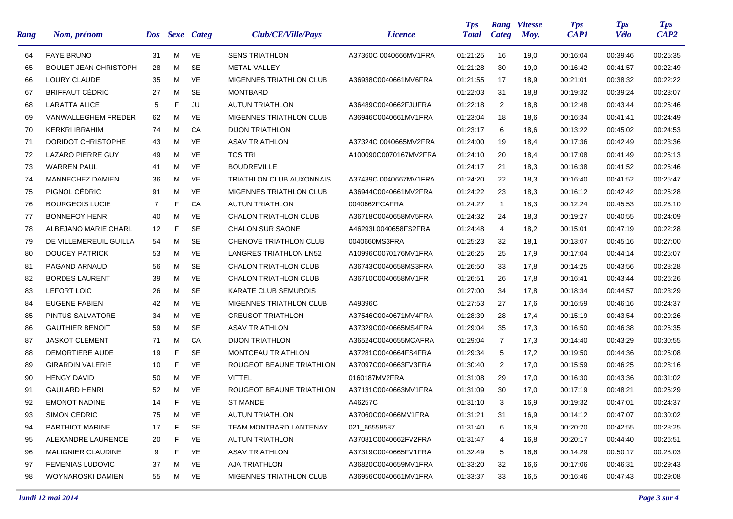| Rang | Nom, prénom | Dos | Sexe | Categ | Club/CE/Ville/Pays | Licence | Tps Total | Rang Categ | Vitesse Moy. | Tps CAP1 | Tps Vélo | Tps CAP2 |
|---|---|---|---|---|---|---|---|---|---|---|---|---|
| 64 | FAYE BRUNO | 31 | M | VE | SENS TRIATHLON | A37360C 0040666MV1FRA | 01:21:25 | 16 | 19,0 | 00:16:04 | 00:39:46 | 00:25:35 |
| 65 | BOULET JEAN CHRISTOPH | 28 | M | SE | METAL VALLEY | | 01:21:28 | 30 | 19,0 | 00:16:42 | 00:41:57 | 00:22:49 |
| 66 | LOURY CLAUDE | 35 | M | VE | MIGENNES TRIATHLON CLUB | A36938C0040661MV6FRA | 01:21:55 | 17 | 18,9 | 00:21:01 | 00:38:32 | 00:22:22 |
| 67 | BRIFFAUT CÉDRIC | 27 | M | SE | MONTBARD | | 01:22:03 | 31 | 18,8 | 00:19:32 | 00:39:24 | 00:23:07 |
| 68 | LARATTA ALICE | 5 | F | JU | AUTUN TRIATHLON | A36489C0040662FJUFRA | 01:22:18 | 2 | 18,8 | 00:12:48 | 00:43:44 | 00:25:46 |
| 69 | VANWALLEGHEM FREDER | 62 | M | VE | MIGENNES TRIATHLON CLUB | A36946C0040661MV1FRA | 01:23:04 | 18 | 18,6 | 00:16:34 | 00:41:41 | 00:24:49 |
| 70 | KERKRI IBRAHIM | 74 | M | CA | DIJON TRIATHLON | | 01:23:17 | 6 | 18,6 | 00:13:22 | 00:45:02 | 00:24:53 |
| 71 | DORIDOT CHRISTOPHE | 43 | M | VE | ASAV TRIATHLON | A37324C 0040665MV2FRA | 01:24:00 | 19 | 18,4 | 00:17:36 | 00:42:49 | 00:23:36 |
| 72 | LAZARO PIERRE GUY | 49 | M | VE | TOS TRI | A100090C0070167MV2FRA | 01:24:10 | 20 | 18,4 | 00:17:08 | 00:41:49 | 00:25:13 |
| 73 | WARREN PAUL | 41 | M | VE | BOUDREVILLE | | 01:24:17 | 21 | 18,3 | 00:16:38 | 00:41:52 | 00:25:46 |
| 74 | MANNECHEZ DAMIEN | 36 | M | VE | TRIATHLON CLUB AUXONNAIS | A37439C 0040667MV1FRA | 01:24:20 | 22 | 18,3 | 00:16:40 | 00:41:52 | 00:25:47 |
| 75 | PIGNOL CÉDRIC | 91 | M | VE | MIGENNES TRIATHLON CLUB | A36944C0040661MV2FRA | 01:24:22 | 23 | 18,3 | 00:16:12 | 00:42:42 | 00:25:28 |
| 76 | BOURGEOIS LUCIE | 7 | F | CA | AUTUN TRIATHLON | 0040662FCAFRA | 01:24:27 | 1 | 18,3 | 00:12:24 | 00:45:53 | 00:26:10 |
| 77 | BONNEFOY HENRI | 40 | M | VE | CHALON TRIATHLON CLUB | A36718C0040658MV5FRA | 01:24:32 | 24 | 18,3 | 00:19:27 | 00:40:55 | 00:24:09 |
| 78 | ALBEJANO MARIE CHARL | 12 | F | SE | CHALON SUR SAONE | A46293L0040658FS2FRA | 01:24:48 | 4 | 18,2 | 00:15:01 | 00:47:19 | 00:22:28 |
| 79 | DE VILLEMEREUIL GUILLA | 54 | M | SE | CHENOVE TRIATHLON CLUB | 0040660MS3FRA | 01:25:23 | 32 | 18,1 | 00:13:07 | 00:45:16 | 00:27:00 |
| 80 | DOUCEY PATRICK | 53 | M | VE | LANGRES TRIATHLON LN52 | A10996C0070176MV1FRA | 01:26:25 | 25 | 17,9 | 00:17:04 | 00:44:14 | 00:25:07 |
| 81 | PAGAND ARNAUD | 56 | M | SE | CHALON TRIATHLON CLUB | A36743C0040658MS3FRA | 01:26:50 | 33 | 17,8 | 00:14:25 | 00:43:56 | 00:28:28 |
| 82 | BORDES LAURENT | 39 | M | VE | CHALON TRIATHLON CLUB | A36710C0040658MV1FR | 01:26:51 | 26 | 17,8 | 00:16:41 | 00:43:44 | 00:26:26 |
| 83 | LEFORT LOIC | 26 | M | SE | KARATE CLUB SEMUROIS | | 01:27:00 | 34 | 17,8 | 00:18:34 | 00:44:57 | 00:23:29 |
| 84 | EUGENE FABIEN | 42 | M | VE | MIGENNES TRIATHLON CLUB | A49396C | 01:27:53 | 27 | 17,6 | 00:16:59 | 00:46:16 | 00:24:37 |
| 85 | PINTUS SALVATORE | 34 | M | VE | CREUSOT TRIATHLON | A37546C0040671MV4FRA | 01:28:39 | 28 | 17,4 | 00:15:19 | 00:43:54 | 00:29:26 |
| 86 | GAUTHIER BENOIT | 59 | M | SE | ASAV TRIATHLON | A37329C0040665MS4FRA | 01:29:04 | 35 | 17,3 | 00:16:50 | 00:46:38 | 00:25:35 |
| 87 | JASKOT CLEMENT | 71 | M | CA | DIJON TRIATHLON | A36524C0040655MCAFRA | 01:29:04 | 7 | 17,3 | 00:14:40 | 00:43:29 | 00:30:55 |
| 88 | DEMORTIERE AUDE | 19 | F | SE | MONTCEAU TRIATHLON | A37281C0040664FS4FRA | 01:29:34 | 5 | 17,2 | 00:19:50 | 00:44:36 | 00:25:08 |
| 89 | GIRARDIN VALERIE | 10 | F | VE | ROUGEOT BEAUNE TRIATHLON | A37097C0040663FV3FRA | 01:30:40 | 2 | 17,0 | 00:15:59 | 00:46:25 | 00:28:16 |
| 90 | HENGY DAVID | 50 | M | VE | VITTEL | 0160187MV2FRA | 01:31:08 | 29 | 17,0 | 00:16:30 | 00:43:36 | 00:31:02 |
| 91 | GAULARD HENRI | 52 | M | VE | ROUGEOT BEAUNE TRIATHLON | A37131C0040663MV1FRA | 01:31:09 | 30 | 17,0 | 00:17:19 | 00:48:21 | 00:25:29 |
| 92 | EMONOT NADINE | 14 | F | VE | ST MANDE | A46257C | 01:31:10 | 3 | 16,9 | 00:19:32 | 00:47:01 | 00:24:37 |
| 93 | SIMON CEDRIC | 75 | M | VE | AUTUN TRIATHLON | A37060C004066MV1FRA | 01:31:21 | 31 | 16,9 | 00:14:12 | 00:47:07 | 00:30:02 |
| 94 | PARTHIOT MARINE | 17 | F | SE | TEAM MONTBARD LANTENAY | 021_66558587 | 01:31:40 | 6 | 16,9 | 00:20:20 | 00:42:55 | 00:28:25 |
| 95 | ALEXANDRE LAURENCE | 20 | F | VE | AUTUN TRIATHLON | A37081C0040662FV2FRA | 01:31:47 | 4 | 16,8 | 00:20:17 | 00:44:40 | 00:26:51 |
| 96 | MALIGNIER CLAUDINE | 9 | F | VE | ASAV TRIATHLON | A37319C0040665FV1FRA | 01:32:49 | 5 | 16,6 | 00:14:29 | 00:50:17 | 00:28:03 |
| 97 | FEMENIAS LUDOVIC | 37 | M | VE | AJA TRIATHLON | A36820C0040659MV1FRA | 01:33:20 | 32 | 16,6 | 00:17:06 | 00:46:31 | 00:29:43 |
| 98 | WOYNAROSKI DAMIEN | 55 | M | VE | MIGENNES TRIATHLON CLUB | A36956C0040661MV1FRA | 01:33:37 | 33 | 16,5 | 00:16:46 | 00:47:43 | 00:29:08 |

*lundi 12 mai 2014*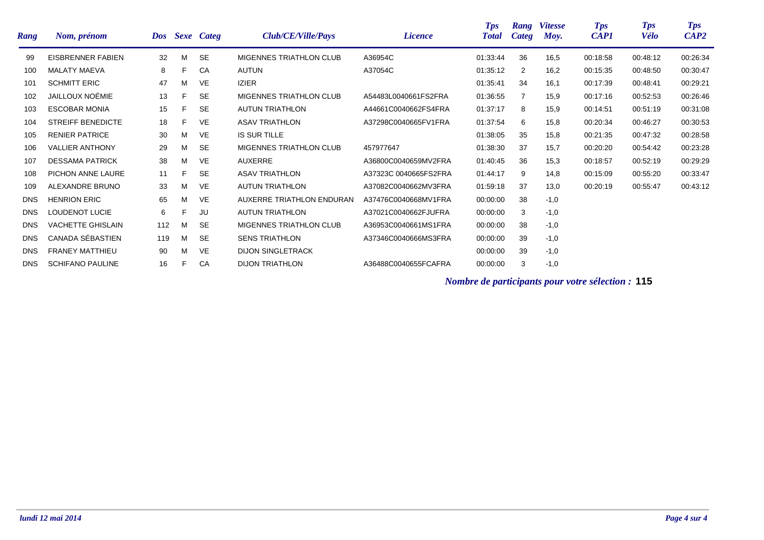| Rang | Nom, prénom | Dos | Sexe | Categ | Club/CE/Ville/Pays | Licence | Tps Total | Rang Categ | Vitesse Moy. | Tps CAP1 | Tps Vélo | Tps CAP2 |
|---|---|---|---|---|---|---|---|---|---|---|---|---|
| 99 | EISBRENNER FABIEN | 32 | M | SE | MIGENNES TRIATHLON CLUB | A36954C | 01:33:44 | 36 | 16,5 | 00:18:58 | 00:48:12 | 00:26:34 |
| 100 | MALATY MAEVA | 8 | F | CA | AUTUN | A37054C | 01:35:12 | 2 | 16,2 | 00:15:35 | 00:48:50 | 00:30:47 |
| 101 | SCHMITT ERIC | 47 | M | VE | IZIER | | 01:35:41 | 34 | 16,1 | 00:17:39 | 00:48:41 | 00:29:21 |
| 102 | JAILLOUX NOÉMIE | 13 | F | SE | MIGENNES TRIATHLON CLUB | A54483L0040661FS2FRA | 01:36:55 | 7 | 15,9 | 00:17:16 | 00:52:53 | 00:26:46 |
| 103 | ESCOBAR MONIA | 15 | F | SE | AUTUN TRIATHLON | A44661C0040662FS4FRA | 01:37:17 | 8 | 15,9 | 00:14:51 | 00:51:19 | 00:31:08 |
| 104 | STREIFF BENEDICTE | 18 | F | VE | ASAV TRIATHLON | A37298C0040665FV1FRA | 01:37:54 | 6 | 15,8 | 00:20:34 | 00:46:27 | 00:30:53 |
| 105 | RENIER PATRICE | 30 | M | VE | IS SUR TILLE | | 01:38:05 | 35 | 15,8 | 00:21:35 | 00:47:32 | 00:28:58 |
| 106 | VALLIER ANTHONY | 29 | M | SE | MIGENNES TRIATHLON CLUB | 457977647 | 01:38:30 | 37 | 15,7 | 00:20:20 | 00:54:42 | 00:23:28 |
| 107 | DESSAMA PATRICK | 38 | M | VE | AUXERRE | A36800C0040659MV2FRA | 01:40:45 | 36 | 15,3 | 00:18:57 | 00:52:19 | 00:29:29 |
| 108 | PICHON ANNE LAURE | 11 | F | SE | ASAV TRIATHLON | A37323C 0040665FS2FRA | 01:44:17 | 9 | 14,8 | 00:15:09 | 00:55:20 | 00:33:47 |
| 109 | ALEXANDRE BRUNO | 33 | M | VE | AUTUN TRIATHLON | A37082C0040662MV3FRA | 01:59:18 | 37 | 13,0 | 00:20:19 | 00:55:47 | 00:43:12 |
| DNS | HENRION ERIC | 65 | M | VE | AUXERRE TRIATHLON ENDURAN | A37476C0040668MV1FRA | 00:00:00 | 38 | -1,0 | | | |
| DNS | LOUDENOT LUCIE | 6 | F | JU | AUTUN TRIATHLON | A37021C0040662FJUFRA | 00:00:00 | 3 | -1,0 | | | |
| DNS | VACHETTE GHISLAIN | 112 | M | SE | MIGENNES TRIATHLON CLUB | A36953C0040661MS1FRA | 00:00:00 | 38 | -1,0 | | | |
| DNS | CANADA SÉBASTIEN | 119 | M | SE | SENS TRIATHLON | A37346C0040666MS3FRA | 00:00:00 | 39 | -1,0 | | | |
| DNS | FRANEY MATTHIEU | 90 | M | VE | DIJON SINGLETRACK | | 00:00:00 | 39 | -1,0 | | | |
| DNS | SCHIFANO PAULINE | 16 | F | CA | DIJON TRIATHLON | A36488C0040655FCAFRA | 00:00:00 | 3 | -1,0 | | | |

*Nombre de participants pour votre sélection :* **115**

*lundi 12 mai 2014*